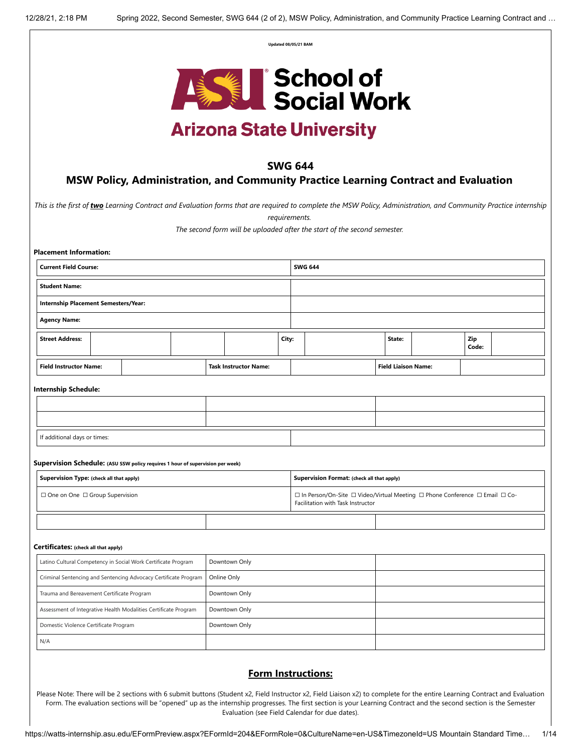Updated 08/05/21 BAM

ASU School of Social Work
Arizona State University

## SWG 644

## MSW Policy, Administration, and Community Practice Learning Contract and Evaluation

*This is the first of **two** Learning Contract and Evaluation forms that are required to complete the MSW Policy, Administration, and Community Practice internship requirements.*

*The second form will be uploaded after the start of the second semester.*

**Placement Information:**

| | |
|---|---|
| **Current Field Course:** | **SWG 644** |
| **Student Name:** | |
| **Internship Placement Semesters/Year:** | |
| **Agency Name:** | |

| **Street Address:** | | | | **City:** | | **State:** | | **Zip Code:** | |
|---|---|---|---|---|---|---|---|---|---|

| **Field Instructor Name:** | | **Task Instructor Name:** | | **Field Liaison Name:** | |
|---|---|---|---|---|---|

**Internship Schedule:**

| | | |
|---|---|---|
| | | |
| | | |

| | |
|---|---|
| If additional days or times: | |

**Supervision Schedule:** (ASU SSW policy requires 1 hour of supervision per week)

| **Supervision Type:** (check all that apply) | **Supervision Format:** (check all that apply) |
|---|---|
| ☐ One on One ☐ Group Supervision | ☐ In Person/On-Site ☐ Video/Virtual Meeting ☐ Phone Conference ☐ Email ☐ Co-Facilitation with Task Instructor |

| | | |
|---|---|---|
| | | |

**Certificates:** (check all that apply)

| | | |
|---|---|---|
| Latino Cultural Competency in Social Work Certificate Program | Downtown Only | |
| Criminal Sentencing and Sentencing Advocacy Certificate Program | Online Only | |
| Trauma and Bereavement Certificate Program | Downtown Only | |
| Assessment of Integrative Health Modalities Certificate Program | Downtown Only | |
| Domestic Violence Certificate Program | Downtown Only | |
| N/A | | |

## Form Instructions:

Please Note: There will be 2 sections with 6 submit buttons (Student x2, Field Instructor x2, Field Liaison x2) to complete for the entire Learning Contract and Evaluation Form. The evaluation sections will be "opened" up as the internship progresses. The first section is your Learning Contract and the second section is the Semester Evaluation (see Field Calendar for due dates).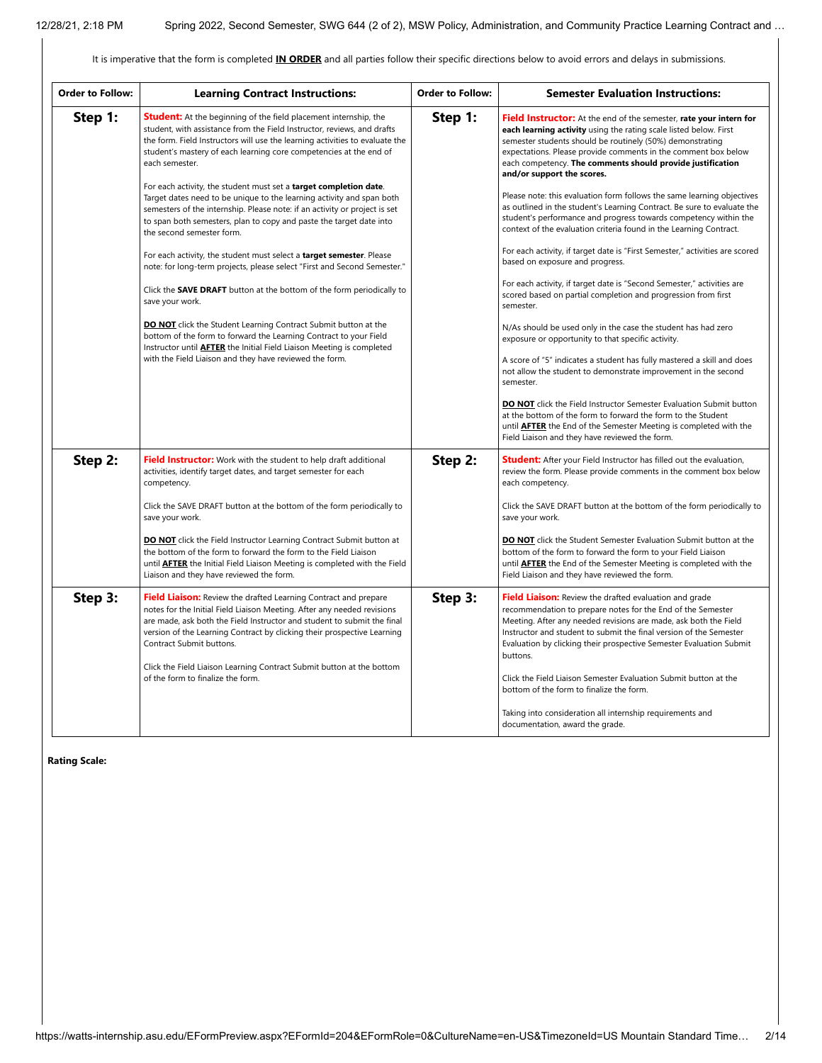It is imperative that the form is completed **IN ORDER** and all parties follow their specific directions below to avoid errors and delays in submissions.

| Order to Follow: | Learning Contract Instructions: | Order to Follow: | Semester Evaluation Instructions: |
|---|---|---|---|
| **Step 1:** | **Student:** At the beginning of the field placement internship, the student, with assistance from the Field Instructor, reviews, and drafts the form. Field Instructors will use the learning activities to evaluate the student's mastery of each learning core competencies at the end of each semester.<br><br>For each activity, the student must set a **target completion date**. Target dates need to be unique to the learning activity and span both semesters of the internship. Please note: if an activity or project is set to span both semesters, plan to copy and paste the target date into the second semester form.<br><br>For each activity, the student must select a **target semester**. Please note: for long-term projects, please select "First and Second Semester."<br><br>Click the **SAVE DRAFT** button at the bottom of the form periodically to save your work.<br><br>**DO NOT** click the Student Learning Contract Submit button at the bottom of the form to forward the Learning Contract to your Field Instructor until **AFTER** the Initial Field Liaison Meeting is completed with the Field Liaison and they have reviewed the form. | **Step 1:** | **Field Instructor:** At the end of the semester, **rate your intern for each learning activity** using the rating scale listed below. First semester students should be routinely (50%) demonstrating expectations. Please provide comments in the comment box below each competency. **The comments should provide justification and/or support the scores.**<br><br>Please note: this evaluation form follows the same learning objectives as outlined in the student's Learning Contract. Be sure to evaluate the student's performance and progress towards competency within the context of the evaluation criteria found in the Learning Contract.<br><br>For each activity, if target date is "First Semester," activities are scored based on exposure and progress.<br><br>For each activity, if target date is "Second Semester," activities are scored based on partial completion and progression from first semester.<br><br>N/As should be used only in the case the student has had zero exposure or opportunity to that specific activity.<br><br>A score of "5" indicates a student has fully mastered a skill and does not allow the student to demonstrate improvement in the second semester.<br><br>**DO NOT** click the Field Instructor Semester Evaluation Submit button at the bottom of the form to forward the form to the Student until **AFTER** the End of the Semester Meeting is completed with the Field Liaison and they have reviewed the form. |
| **Step 2:** | **Field Instructor:** Work with the student to help draft additional activities, identify target dates, and target semester for each competency.<br><br>Click the SAVE DRAFT button at the bottom of the form periodically to save your work.<br><br>**DO NOT** click the Field Instructor Learning Contract Submit button at the bottom of the form to forward the form to the Field Liaison until **AFTER** the Initial Field Liaison Meeting is completed with the Field Liaison and they have reviewed the form. | **Step 2:** | **Student:** After your Field Instructor has filled out the evaluation, review the form. Please provide comments in the comment box below each competency.<br><br>Click the SAVE DRAFT button at the bottom of the form periodically to save your work.<br><br>**DO NOT** click the Student Semester Evaluation Submit button at the bottom of the form to forward the form to your Field Liaison until **AFTER** the End of the Semester Meeting is completed with the Field Liaison and they have reviewed the form. |
| **Step 3:** | **Field Liaison:** Review the drafted Learning Contract and prepare notes for the Initial Field Liaison Meeting. After any needed revisions are made, ask both the Field Instructor and student to submit the final version of the Learning Contract by clicking their prospective Learning Contract Submit buttons.<br><br>Click the Field Liaison Learning Contract Submit button at the bottom of the form to finalize the form. | **Step 3:** | **Field Liaison:** Review the drafted evaluation and grade recommendation to prepare notes for the End of the Semester Meeting. After any needed revisions are made, ask both the Field Instructor and student to submit the final version of the Semester Evaluation by clicking their prospective Semester Evaluation Submit buttons.<br><br>Click the Field Liaison Semester Evaluation Submit button at the bottom of the form to finalize the form.<br><br>Taking into consideration all internship requirements and documentation, award the grade. |

**Rating Scale:**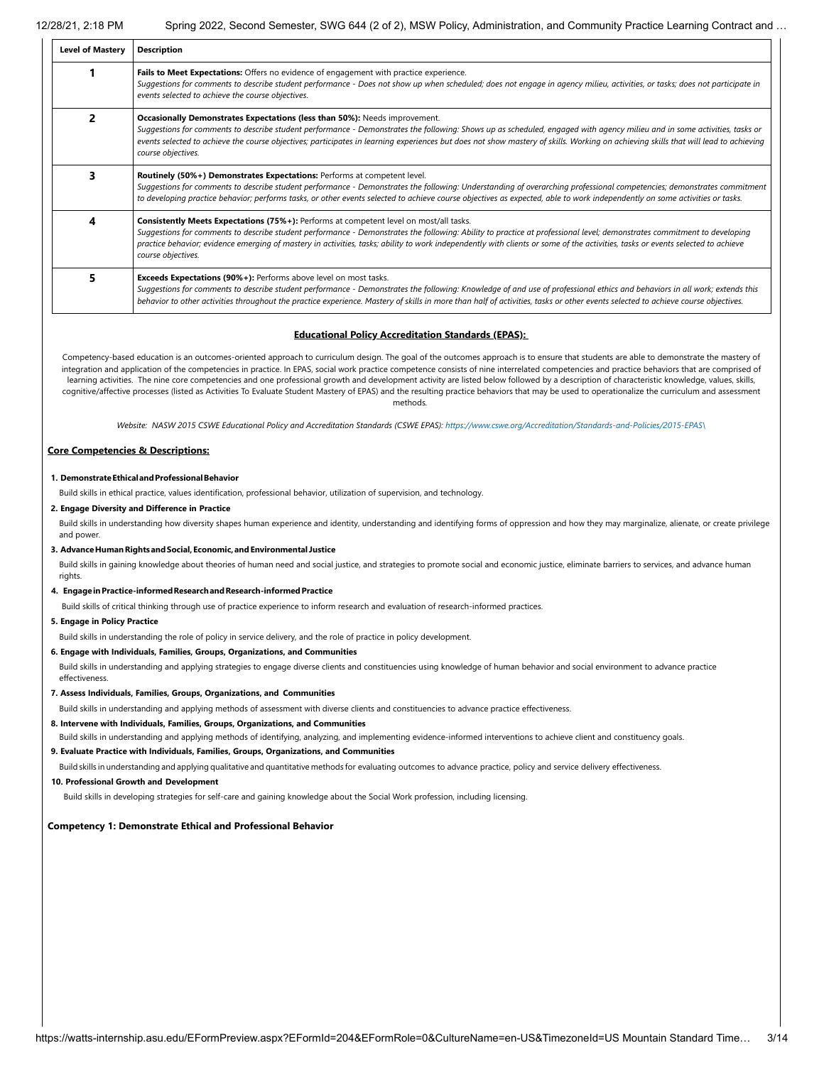| Level of Mastery | Description |
|---|---|
| **1** | **Fails to Meet Expectations:** Offers no evidence of engagement with practice experience.<br>*Suggestions for comments to describe student performance - Does not show up when scheduled; does not engage in agency milieu, activities, or tasks; does not participate in events selected to achieve the course objectives.* |
| **2** | **Occasionally Demonstrates Expectations (less than 50%):** Needs improvement.<br>*Suggestions for comments to describe student performance - Demonstrates the following: Shows up as scheduled, engaged with agency milieu and in some activities, tasks or events selected to achieve the course objectives; participates in learning experiences but does not show mastery of skills. Working on achieving skills that will lead to achieving course objectives.* |
| **3** | **Routinely (50%+) Demonstrates Expectations:** Performs at competent level.<br>*Suggestions for comments to describe student performance - Demonstrates the following: Understanding of overarching professional competencies; demonstrates commitment to developing practice behavior; performs tasks, or other events selected to achieve course objectives as expected, able to work independently on some activities or tasks.* |
| **4** | **Consistently Meets Expectations (75%+):** Performs at competent level on most/all tasks.<br>*Suggestions for comments to describe student performance - Demonstrates the following: Ability to practice at professional level; demonstrates commitment to developing practice behavior; evidence emerging of mastery in activities, tasks; ability to work independently with clients or some of the activities, tasks or events selected to achieve course objectives.* |
| **5** | **Exceeds Expectations (90%+):** Performs above level on most tasks.<br>*Suggestions for comments to describe student performance - Demonstrates the following: Knowledge of and use of professional ethics and behaviors in all work; extends this behavior to other activities throughout the practice experience. Mastery of skills in more than half of activities, tasks or other events selected to achieve course objectives.* |

## Educational Policy Accreditation Standards (EPAS):

Competency-based education is an outcomes-oriented approach to curriculum design. The goal of the outcomes approach is to ensure that students are able to demonstrate the mastery of integration and application of the competencies in practice. In EPAS, social work practice competence consists of nine interrelated competencies and practice behaviors that are comprised of learning activities. The nine core competencies and one professional growth and development activity are listed below followed by a description of characteristic knowledge, values, skills, cognitive/affective processes (listed as Activities To Evaluate Student Mastery of EPAS) and the resulting practice behaviors that may be used to operationalize the curriculum and assessment methods.

*Website: NASW 2015 CSWE Educational Policy and Accreditation Standards (CSWE EPAS): https://www.cswe.org/Accreditation/Standards-and-Policies/2015-EPAS\*

### Core Competencies & Descriptions:

**1. Demonstrate Ethical and Professional Behavior**

Build skills in ethical practice, values identification, professional behavior, utilization of supervision, and technology.

**2. Engage Diversity and Difference in Practice**

Build skills in understanding how diversity shapes human experience and identity, understanding and identifying forms of oppression and how they may marginalize, alienate, or create privilege and power.

**3. Advance Human Rights and Social, Economic, and Environmental Justice**

Build skills in gaining knowledge about theories of human need and social justice, and strategies to promote social and economic justice, eliminate barriers to services, and advance human rights.

**4. Engage in Practice-informed Research and Research-informed Practice**

Build skills of critical thinking through use of practice experience to inform research and evaluation of research-informed practices.

**5. Engage in Policy Practice**

Build skills in understanding the role of policy in service delivery, and the role of practice in policy development.

**6. Engage with Individuals, Families, Groups, Organizations, and Communities**

Build skills in understanding and applying strategies to engage diverse clients and constituencies using knowledge of human behavior and social environment to advance practice effectiveness.

**7. Assess Individuals, Families, Groups, Organizations, and Communities**

Build skills in understanding and applying methods of assessment with diverse clients and constituencies to advance practice effectiveness.

**8. Intervene with Individuals, Families, Groups, Organizations, and Communities**

Build skills in understanding and applying methods of identifying, analyzing, and implementing evidence-informed interventions to achieve client and constituency goals.

**9. Evaluate Practice with Individuals, Families, Groups, Organizations, and Communities**

Build skills in understanding and applying qualitative and quantitative methods for evaluating outcomes to advance practice, policy and service delivery effectiveness.

**10. Professional Growth and Development**

Build skills in developing strategies for self-care and gaining knowledge about the Social Work profession, including licensing.

### Competency 1: Demonstrate Ethical and Professional Behavior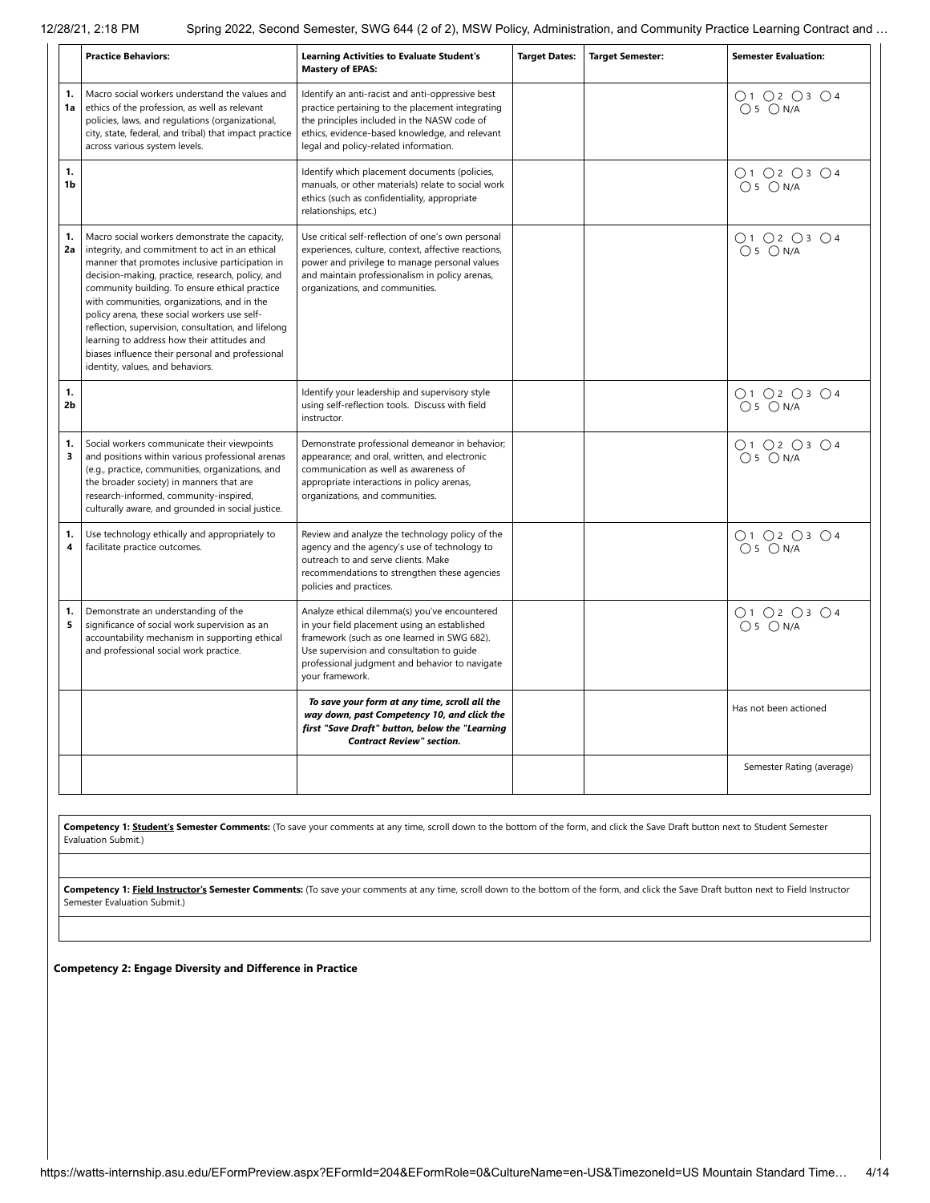| | Practice Behaviors: | Learning Activities to Evaluate Student's Mastery of EPAS: | Target Dates: | Target Semester: | Semester Evaluation: |
|---|---|---|---|---|---|
| 1. 1a | Macro social workers understand the values and ethics of the profession, as well as relevant policies, laws, and regulations (organizational, city, state, federal, and tribal) that impact practice across various system levels. | Identify an anti-racist and anti-oppressive best practice pertaining to the placement integrating the principles included in the NASW code of ethics, evidence-based knowledge, and relevant legal and policy-related information. | | | ◯1 ◯2 ◯3 ◯4 ◯5 ◯N/A |
| 1. 1b | | Identify which placement documents (policies, manuals, or other materials) relate to social work ethics (such as confidentiality, appropriate relationships, etc.) | | | ◯1 ◯2 ◯3 ◯4 ◯5 ◯N/A |
| 1. 2a | Macro social workers demonstrate the capacity, integrity, and commitment to act in an ethical manner that promotes inclusive participation in decision-making, practice, research, policy, and community building. To ensure ethical practice with communities, organizations, and in the policy arena, these social workers use self-reflection, supervision, consultation, and lifelong learning to address how their attitudes and biases influence their personal and professional identity, values, and behaviors. | Use critical self-reflection of one's own personal experiences, culture, context, affective reactions, power and privilege to manage personal values and maintain professionalism in policy arenas, organizations, and communities. | | | ◯1 ◯2 ◯3 ◯4 ◯5 ◯N/A |
| 1. 2b | | Identify your leadership and supervisory style using self-reflection tools. Discuss with field instructor. | | | ◯1 ◯2 ◯3 ◯4 ◯5 ◯N/A |
| 1. 3 | Social workers communicate their viewpoints and positions within various professional arenas (e.g., practice, communities, organizations, and the broader society) in manners that are research-informed, community-inspired, culturally aware, and grounded in social justice. | Demonstrate professional demeanor in behavior; appearance; and oral, written, and electronic communication as well as awareness of appropriate interactions in policy arenas, organizations, and communities. | | | ◯1 ◯2 ◯3 ◯4 ◯5 ◯N/A |
| 1. 4 | Use technology ethically and appropriately to facilitate practice outcomes. | Review and analyze the technology policy of the agency and the agency's use of technology to outreach to and serve clients. Make recommendations to strengthen these agencies policies and practices. | | | ◯1 ◯2 ◯3 ◯4 ◯5 ◯N/A |
| 1. 5 | Demonstrate an understanding of the significance of social work supervision as an accountability mechanism in supporting ethical and professional social work practice. | Analyze ethical dilemma(s) you've encountered in your field placement using an established framework (such as one learned in SWG 682). Use supervision and consultation to guide professional judgment and behavior to navigate your framework. | | | ◯1 ◯2 ◯3 ◯4 ◯5 ◯N/A |
| | | ***To save your form at any time, scroll all the way down, past Competency 10, and click the first "Save Draft" button, below the "Learning Contract Review" section.*** | | | Has not been actioned |
| | | | | | Semester Rating (average) |

**Competency 1: Student's Semester Comments:** (To save your comments at any time, scroll down to the bottom of the form, and click the Save Draft button next to Student Semester Evaluation Submit.)

**Competency 1: Field Instructor's Semester Comments:** (To save your comments at any time, scroll down to the bottom of the form, and click the Save Draft button next to Field Instructor Semester Evaluation Submit.)

**Competency 2: Engage Diversity and Difference in Practice**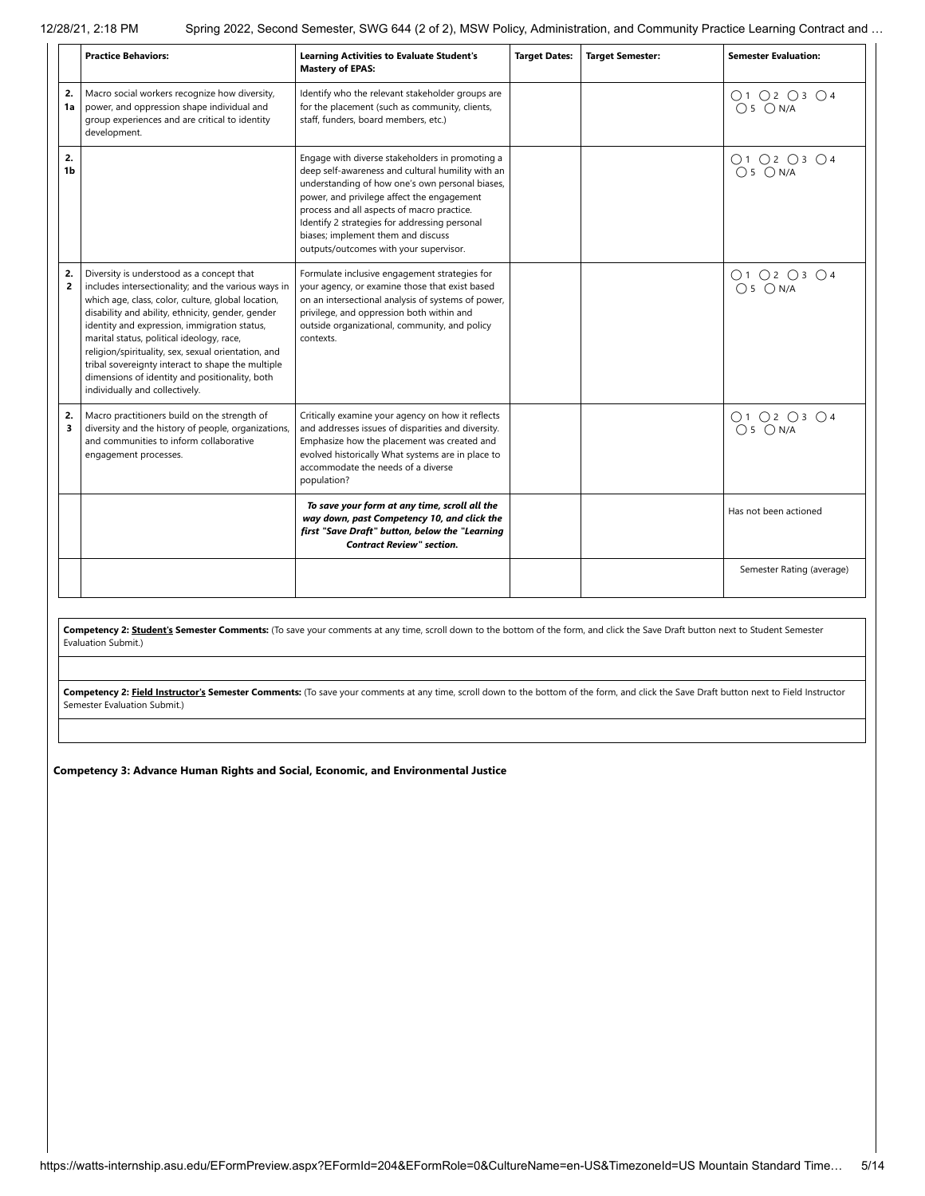| | Practice Behaviors: | Learning Activities to Evaluate Student's Mastery of EPAS: | Target Dates: | Target Semester: | Semester Evaluation: |
|---|---|---|---|---|---|
| 2. 1a | Macro social workers recognize how diversity, power, and oppression shape individual and group experiences and are critical to identity development. | Identify who the relevant stakeholder groups are for the placement (such as community, clients, staff, funders, board members, etc.) | | | ○ 1 ○ 2 ○ 3 ○ 4 ○ 5 ○ N/A |
| 2. 1b | | Engage with diverse stakeholders in promoting a deep self-awareness and cultural humility with an understanding of how one's own personal biases, power, and privilege affect the engagement process and all aspects of macro practice. Identify 2 strategies for addressing personal biases; implement them and discuss outputs/outcomes with your supervisor. | | | ○ 1 ○ 2 ○ 3 ○ 4 ○ 5 ○ N/A |
| 2. 2 | Diversity is understood as a concept that includes intersectionality; and the various ways in which age, class, color, culture, global location, disability and ability, ethnicity, gender, gender identity and expression, immigration status, marital status, political ideology, race, religion/spirituality, sex, sexual orientation, and tribal sovereignty interact to shape the multiple dimensions of identity and positionality, both individually and collectively. | Formulate inclusive engagement strategies for your agency, or examine those that exist based on an intersectional analysis of systems of power, privilege, and oppression both within and outside organizational, community, and policy contexts. | | | ○ 1 ○ 2 ○ 3 ○ 4 ○ 5 ○ N/A |
| 2. 3 | Macro practitioners build on the strength of diversity and the history of people, organizations, and communities to inform collaborative engagement processes. | Critically examine your agency on how it reflects and addresses issues of disparities and diversity. Emphasize how the placement was created and evolved historically What systems are in place to accommodate the needs of a diverse population? | | | ○ 1 ○ 2 ○ 3 ○ 4 ○ 5 ○ N/A |
| | | ***To save your form at any time, scroll all the way down, past Competency 10, and click the first "Save Draft" button, below the "Learning Contract Review" section.*** | | | Has not been actioned |
| | | | | | Semester Rating (average) |

**Competency 2: Student's Semester Comments:** (To save your comments at any time, scroll down to the bottom of the form, and click the Save Draft button next to Student Semester Evaluation Submit.)

**Competency 2: Field Instructor's Semester Comments:** (To save your comments at any time, scroll down to the bottom of the form, and click the Save Draft button next to Field Instructor Semester Evaluation Submit.)

**Competency 3: Advance Human Rights and Social, Economic, and Environmental Justice**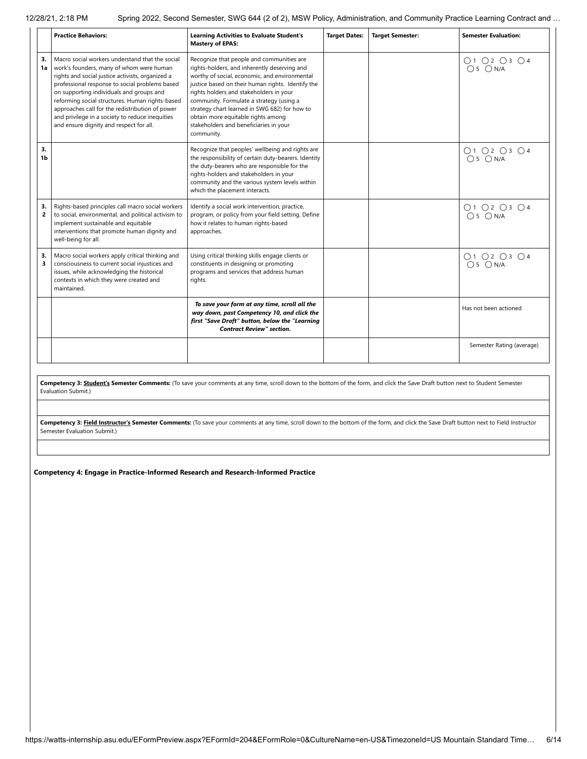| | Practice Behaviors: | Learning Activities to Evaluate Student's Mastery of EPAS: | Target Dates: | Target Semester: | Semester Evaluation: |
|---|---|---|---|---|---|
| 3. 1a | Macro social workers understand that the social work's founders, many of whom were human rights and social justice activists, organized a professional response to social problems based on supporting individuals and groups and reforming social structures. Human rights-based approaches call for the redistribution of power and privilege in a society to reduce inequities and ensure dignity and respect for all. | Recognize that people and communities are rights-holders, and inherently deserving and worthy of social, economic, and environmental justice based on their human rights. Identify the rights holders and stakeholders in your community. Formulate a strategy (using a strategy chart learned in SWG 682) for how to obtain more equitable rights among stakeholders and beneficiaries in your community. | | | ◯ 1 ◯ 2 ◯ 3 ◯ 4 ◯ 5 ◯ N/A |
| 3. 1b | | Recognize that peoples' wellbeing and rights are the responsibility of certain duty-bearers. Identity the duty-bearers who are responsible for the rights-holders and stakeholders in your community and the various system levels within which the placement interacts. | | | ◯ 1 ◯ 2 ◯ 3 ◯ 4 ◯ 5 ◯ N/A |
| 3. 2 | Rights-based principles call macro social workers to social, environmental, and political activism to implement sustainable and equitable interventions that promote human dignity and well-being for all. | Identify a social work intervention, practice, program, or policy from your field setting. Define how it relates to human rights-based approaches. | | | ◯ 1 ◯ 2 ◯ 3 ◯ 4 ◯ 5 ◯ N/A |
| 3. 3 | Macro social workers apply critical thinking and consciousness to current social injustices and issues, while acknowledging the historical contexts in which they were created and maintained. | Using critical thinking skills engage clients or constituents in designing or promoting programs and services that address human rights. | | | ◯ 1 ◯ 2 ◯ 3 ◯ 4 ◯ 5 ◯ N/A |
| | | ***To save your form at any time, scroll all the way down, past Competency 10, and click the first "Save Draft" button, below the "Learning Contract Review" section.*** | | | Has not been actioned |
| | | | | | Semester Rating (average) |

**Competency 3: Student's Semester Comments:** (To save your comments at any time, scroll down to the bottom of the form, and click the Save Draft button next to Student Semester Evaluation Submit.)

**Competency 3: Field Instructor's Semester Comments:** (To save your comments at any time, scroll down to the bottom of the form, and click the Save Draft button next to Field Instructor Semester Evaluation Submit.)

**Competency 4: Engage in Practice-Informed Research and Research-Informed Practice**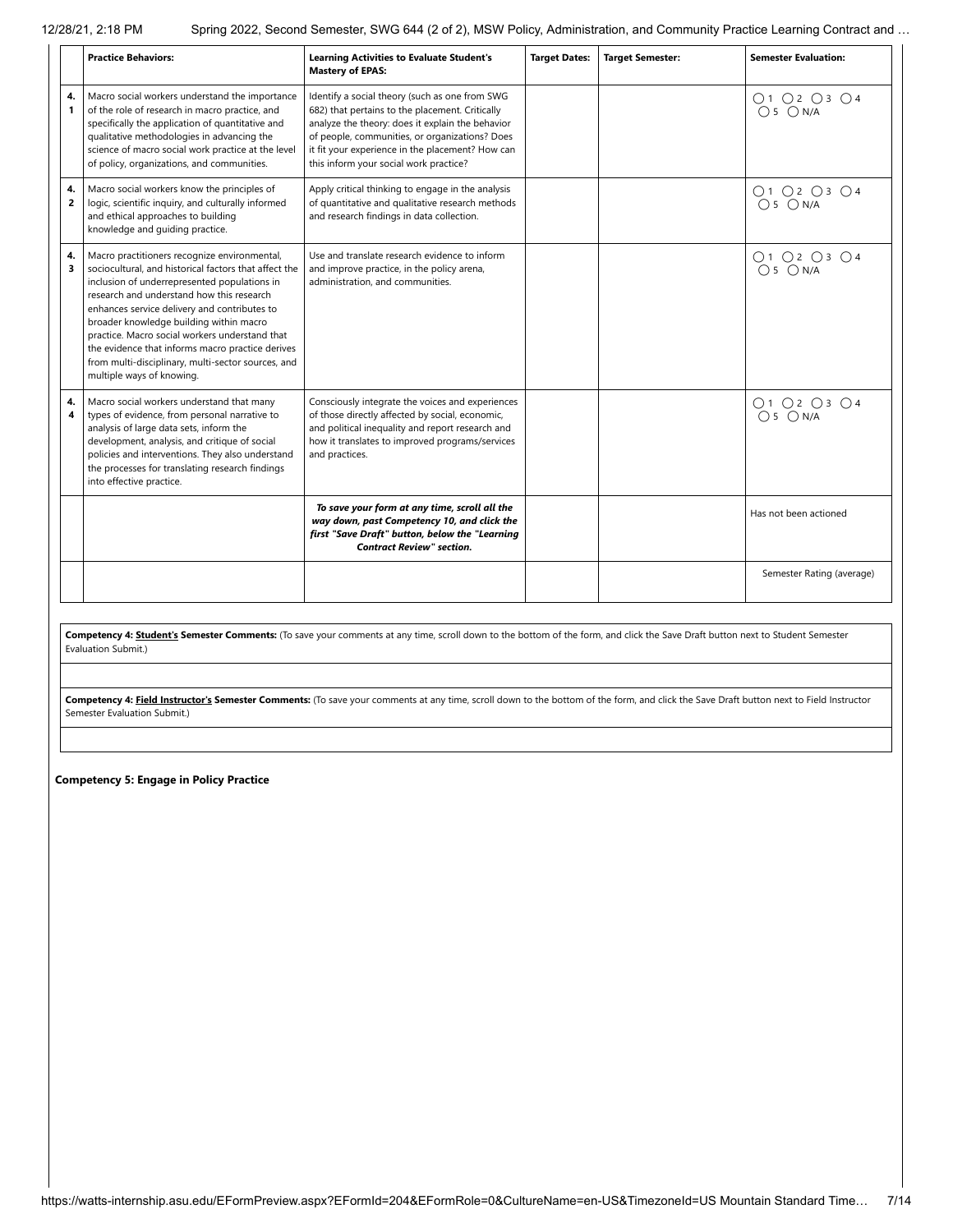| | Practice Behaviors: | Learning Activities to Evaluate Student's Mastery of EPAS: | Target Dates: | Target Semester: | Semester Evaluation: |
|---|---|---|---|---|---|
| 4.1 | Macro social workers understand the importance of the role of research in macro practice, and specifically the application of quantitative and qualitative methodologies in advancing the science of macro social work practice at the level of policy, organizations, and communities. | Identify a social theory (such as one from SWG 682) that pertains to the placement. Critically analyze the theory: does it explain the behavior of people, communities, or organizations? Does it fit your experience in the placement? How can this inform your social work practice? | | | ◯ 1 ◯ 2 ◯ 3 ◯ 4 ◯ 5 ◯ N/A |
| 4.2 | Macro social workers know the principles of logic, scientific inquiry, and culturally informed and ethical approaches to building knowledge and guiding practice. | Apply critical thinking to engage in the analysis of quantitative and qualitative research methods and research findings in data collection. | | | ◯ 1 ◯ 2 ◯ 3 ◯ 4 ◯ 5 ◯ N/A |
| 4.3 | Macro practitioners recognize environmental, sociocultural, and historical factors that affect the inclusion of underrepresented populations in research and understand how this research enhances service delivery and contributes to broader knowledge building within macro practice. Macro social workers understand that the evidence that informs macro practice derives from multi-disciplinary, multi-sector sources, and multiple ways of knowing. | Use and translate research evidence to inform and improve practice, in the policy arena, administration, and communities. | | | ◯ 1 ◯ 2 ◯ 3 ◯ 4 ◯ 5 ◯ N/A |
| 4.4 | Macro social workers understand that many types of evidence, from personal narrative to analysis of large data sets, inform the development, analysis, and critique of social policies and interventions. They also understand the processes for translating research findings into effective practice. | Consciously integrate the voices and experiences of those directly affected by social, economic, and political inequality and report research and how it translates to improved programs/services and practices. | | | ◯ 1 ◯ 2 ◯ 3 ◯ 4 ◯ 5 ◯ N/A |
| | | ***To save your form at any time, scroll all the way down, past Competency 10, and click the first "Save Draft" button, below the "Learning Contract Review" section.*** | | | Has not been actioned |
| | | | | | Semester Rating (average) |

**Competency 4: Student's Semester Comments:** (To save your comments at any time, scroll down to the bottom of the form, and click the Save Draft button next to Student Semester Evaluation Submit.)

**Competency 4: Field Instructor's Semester Comments:** (To save your comments at any time, scroll down to the bottom of the form, and click the Save Draft button next to Field Instructor Semester Evaluation Submit.)

**Competency 5: Engage in Policy Practice**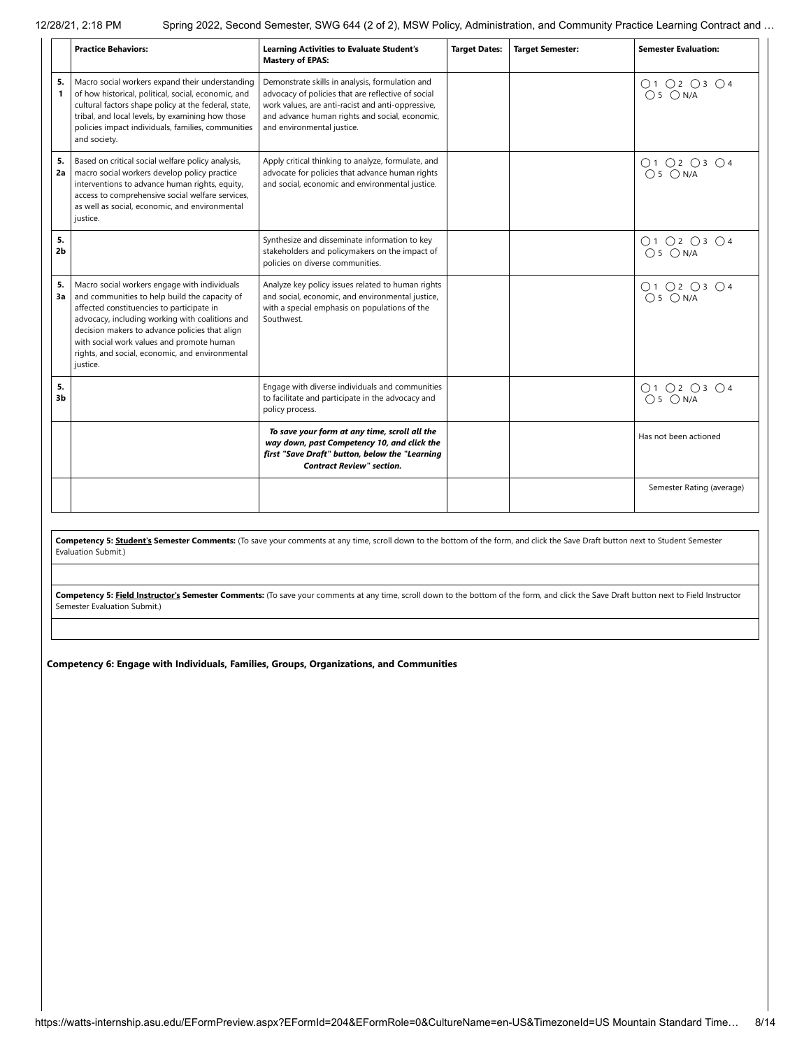| | Practice Behaviors: | Learning Activities to Evaluate Student's Mastery of EPAS: | Target Dates: | Target Semester: | Semester Evaluation: |
|---|---|---|---|---|---|
| 5. 1 | Macro social workers expand their understanding of how historical, political, social, economic, and cultural factors shape policy at the federal, state, tribal, and local levels, by examining how those policies impact individuals, families, communities and society. | Demonstrate skills in analysis, formulation and advocacy of policies that are reflective of social work values, are anti-racist and anti-oppressive, and advance human rights and social, economic, and environmental justice. | | | ◯ 1 ◯ 2 ◯ 3 ◯ 4 ◯ 5 ◯ N/A |
| 5. 2a | Based on critical social welfare policy analysis, macro social workers develop policy practice interventions to advance human rights, equity, access to comprehensive social welfare services, as well as social, economic, and environmental justice. | Apply critical thinking to analyze, formulate, and advocate for policies that advance human rights and social, economic and environmental justice. | | | ◯ 1 ◯ 2 ◯ 3 ◯ 4 ◯ 5 ◯ N/A |
| 5. 2b | | Synthesize and disseminate information to key stakeholders and policymakers on the impact of policies on diverse communities. | | | ◯ 1 ◯ 2 ◯ 3 ◯ 4 ◯ 5 ◯ N/A |
| 5. 3a | Macro social workers engage with individuals and communities to help build the capacity of affected constituencies to participate in advocacy, including working with coalitions and decision makers to advance policies that align with social work values and promote human rights, and social, economic, and environmental justice. | Analyze key policy issues related to human rights and social, economic, and environmental justice, with a special emphasis on populations of the Southwest. | | | ◯ 1 ◯ 2 ◯ 3 ◯ 4 ◯ 5 ◯ N/A |
| 5. 3b | | Engage with diverse individuals and communities to facilitate and participate in the advocacy and policy process. | | | ◯ 1 ◯ 2 ◯ 3 ◯ 4 ◯ 5 ◯ N/A |
| | | ***To save your form at any time, scroll all the way down, past Competency 10, and click the first "Save Draft" button, below the "Learning Contract Review" section.*** | | | Has not been actioned |
| | | | | | Semester Rating (average) |

**Competency 5: Student's Semester Comments:** (To save your comments at any time, scroll down to the bottom of the form, and click the Save Draft button next to Student Semester Evaluation Submit.)

**Competency 5: Field Instructor's Semester Comments:** (To save your comments at any time, scroll down to the bottom of the form, and click the Save Draft button next to Field Instructor Semester Evaluation Submit.)

**Competency 6: Engage with Individuals, Families, Groups, Organizations, and Communities**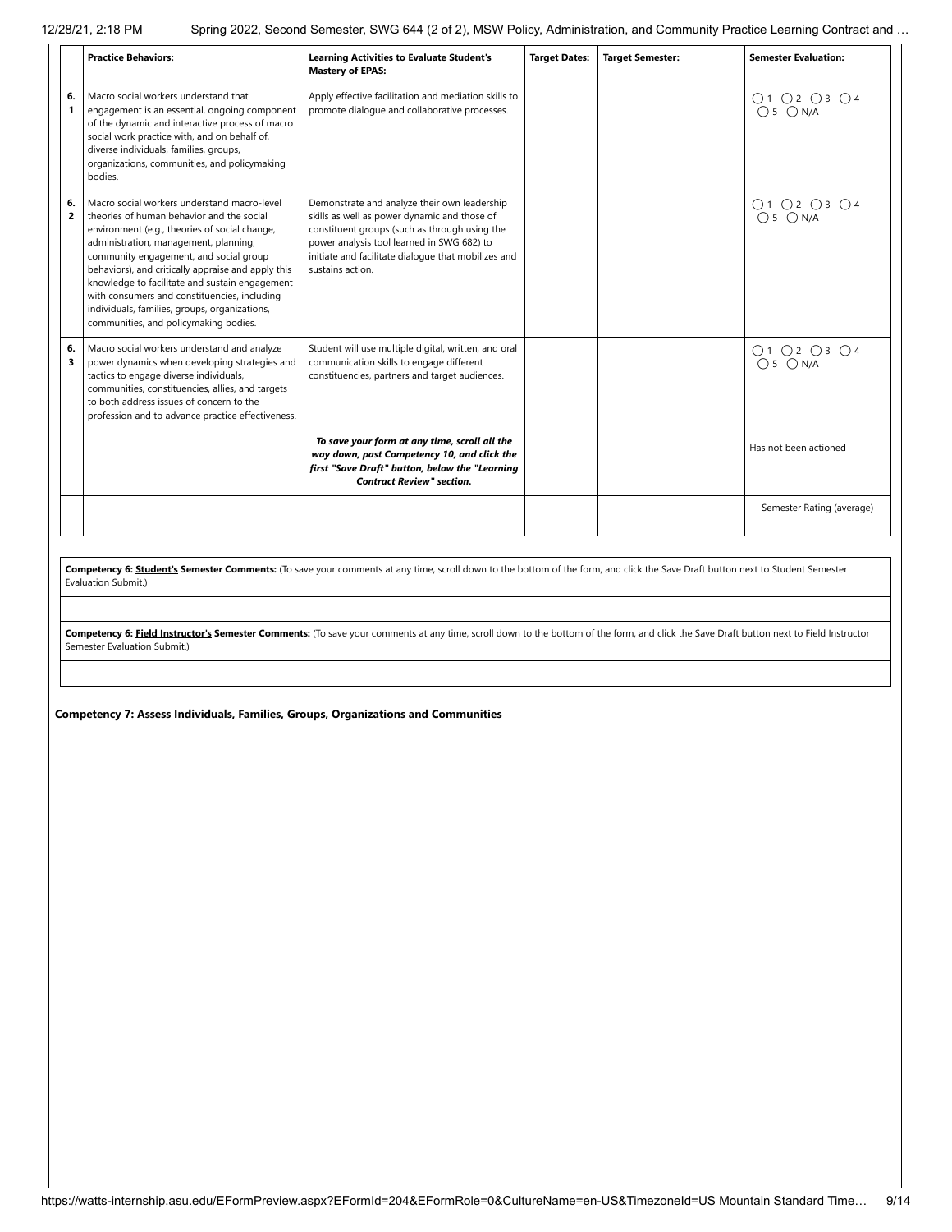| | Practice Behaviors: | Learning Activities to Evaluate Student's Mastery of EPAS: | Target Dates: | Target Semester: | Semester Evaluation: |
|---|---|---|---|---|---|
| 6.1 | Macro social workers understand that engagement is an essential, ongoing component of the dynamic and interactive process of macro social work practice with, and on behalf of, diverse individuals, families, groups, organizations, communities, and policymaking bodies. | Apply effective facilitation and mediation skills to promote dialogue and collaborative processes. | | | ◯ 1 ◯ 2 ◯ 3 ◯ 4 ◯ 5 ◯ N/A |
| 6.2 | Macro social workers understand macro-level theories of human behavior and the social environment (e.g., theories of social change, administration, management, planning, community engagement, and social group behaviors), and critically appraise and apply this knowledge to facilitate and sustain engagement with consumers and constituencies, including individuals, families, groups, organizations, communities, and policymaking bodies. | Demonstrate and analyze their own leadership skills as well as power dynamic and those of constituent groups (such as through using the power analysis tool learned in SWG 682) to initiate and facilitate dialogue that mobilizes and sustains action. | | | ◯ 1 ◯ 2 ◯ 3 ◯ 4 ◯ 5 ◯ N/A |
| 6.3 | Macro social workers understand and analyze power dynamics when developing strategies and tactics to engage diverse individuals, communities, constituencies, allies, and targets to both address issues of concern to the profession and to advance practice effectiveness. | Student will use multiple digital, written, and oral communication skills to engage different constituencies, partners and target audiences. | | | ◯ 1 ◯ 2 ◯ 3 ◯ 4 ◯ 5 ◯ N/A |
| | | ***To save your form at any time, scroll all the way down, past Competency 10, and click the first "Save Draft" button, below the "Learning Contract Review" section.*** | | | Has not been actioned |
| | | | | | Semester Rating (average) |

**Competency 6: Student's Semester Comments:** (To save your comments at any time, scroll down to the bottom of the form, and click the Save Draft button next to Student Semester Evaluation Submit.)

**Competency 6: Field Instructor's Semester Comments:** (To save your comments at any time, scroll down to the bottom of the form, and click the Save Draft button next to Field Instructor Semester Evaluation Submit.)

**Competency 7: Assess Individuals, Families, Groups, Organizations and Communities**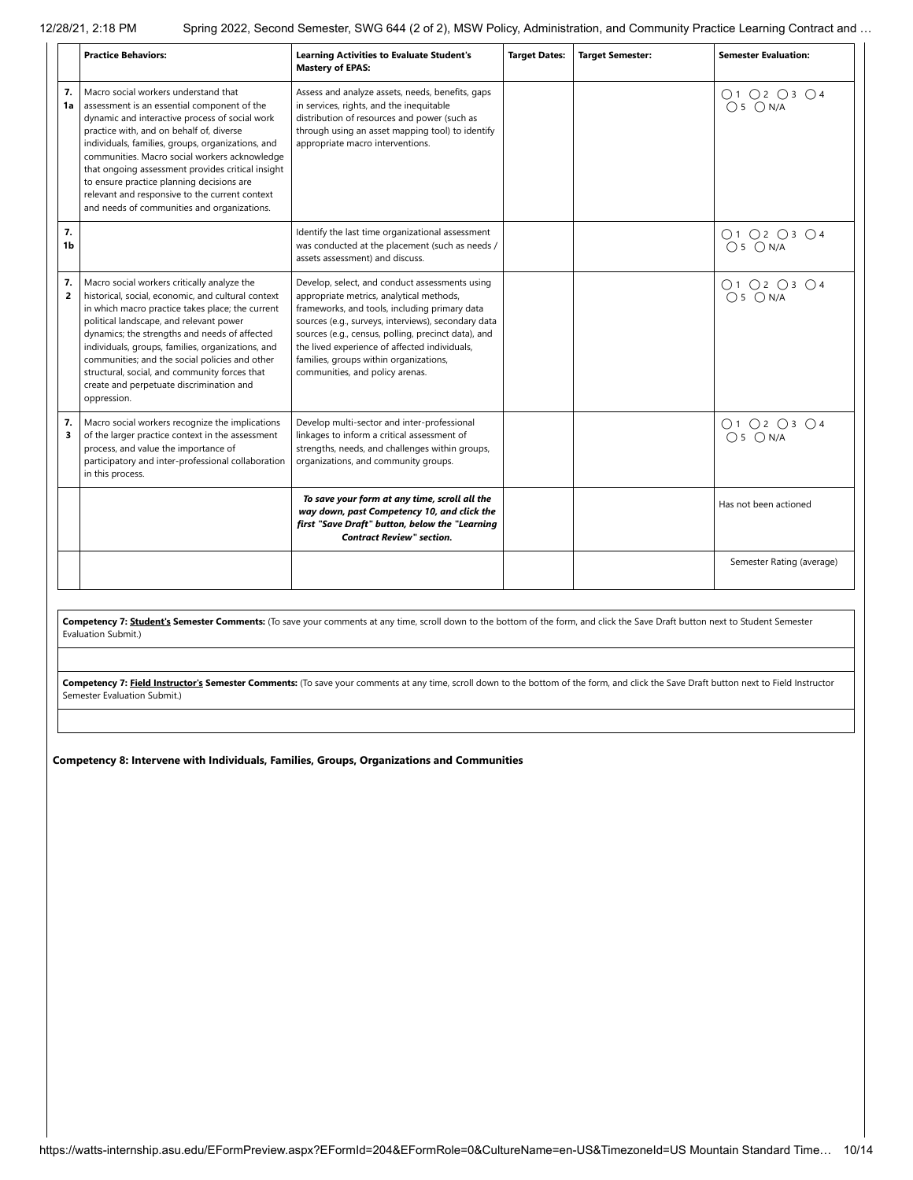| | Practice Behaviors: | Learning Activities to Evaluate Student's Mastery of EPAS: | Target Dates: | Target Semester: | Semester Evaluation: |
|---|---|---|---|---|---|
| 7. 1a | Macro social workers understand that assessment is an essential component of the dynamic and interactive process of social work practice with, and on behalf of, diverse individuals, families, groups, organizations, and communities. Macro social workers acknowledge that ongoing assessment provides critical insight to ensure practice planning decisions are relevant and responsive to the current context and needs of communities and organizations. | Assess and analyze assets, needs, benefits, gaps in services, rights, and the inequitable distribution of resources and power (such as through using an asset mapping tool) to identify appropriate macro interventions. | | | ◯ 1 ◯ 2 ◯ 3 ◯ 4 ◯ 5 ◯ N/A |
| 7. 1b | | Identify the last time organizational assessment was conducted at the placement (such as needs / assets assessment) and discuss. | | | ◯ 1 ◯ 2 ◯ 3 ◯ 4 ◯ 5 ◯ N/A |
| 7. 2 | Macro social workers critically analyze the historical, social, economic, and cultural context in which macro practice takes place; the current political landscape, and relevant power dynamics; the strengths and needs of affected individuals, groups, families, organizations, and communities; and the social policies and other structural, social, and community forces that create and perpetuate discrimination and oppression. | Develop, select, and conduct assessments using appropriate metrics, analytical methods, frameworks, and tools, including primary data sources (e.g., surveys, interviews), secondary data sources (e.g., census, polling, precinct data), and the lived experience of affected individuals, families, groups within organizations, communities, and policy arenas. | | | ◯ 1 ◯ 2 ◯ 3 ◯ 4 ◯ 5 ◯ N/A |
| 7. 3 | Macro social workers recognize the implications of the larger practice context in the assessment process, and value the importance of participatory and inter-professional collaboration in this process. | Develop multi-sector and inter-professional linkages to inform a critical assessment of strengths, needs, and challenges within groups, organizations, and community groups. | | | ◯ 1 ◯ 2 ◯ 3 ◯ 4 ◯ 5 ◯ N/A |
| | | ***To save your form at any time, scroll all the way down, past Competency 10, and click the first "Save Draft" button, below the "Learning Contract Review" section.*** | | | Has not been actioned |
| | | | | | Semester Rating (average) |

**Competency 7: Student's Semester Comments:** (To save your comments at any time, scroll down to the bottom of the form, and click the Save Draft button next to Student Semester Evaluation Submit.)

**Competency 7: Field Instructor's Semester Comments:** (To save your comments at any time, scroll down to the bottom of the form, and click the Save Draft button next to Field Instructor Semester Evaluation Submit.)

**Competency 8: Intervene with Individuals, Families, Groups, Organizations and Communities**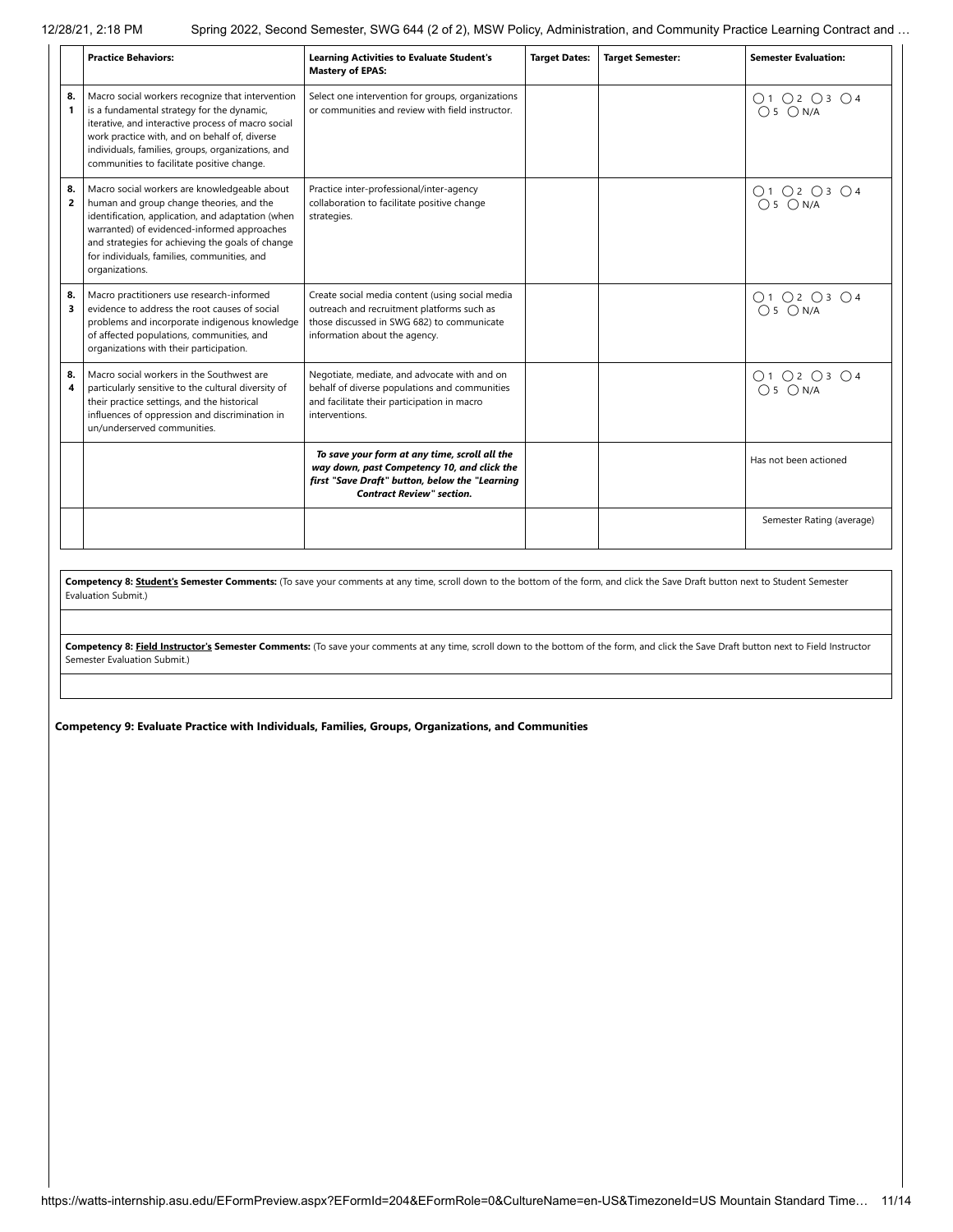| | Practice Behaviors: | Learning Activities to Evaluate Student's Mastery of EPAS: | Target Dates: | Target Semester: | Semester Evaluation: |
|---|---|---|---|---|---|
| 8.1 | Macro social workers recognize that intervention is a fundamental strategy for the dynamic, iterative, and interactive process of macro social work practice with, and on behalf of, diverse individuals, families, groups, organizations, and communities to facilitate positive change. | Select one intervention for groups, organizations or communities and review with field instructor. | | | ◯ 1 ◯ 2 ◯ 3 ◯ 4 ◯ 5 ◯ N/A |
| 8.2 | Macro social workers are knowledgeable about human and group change theories, and the identification, application, and adaptation (when warranted) of evidenced-informed approaches and strategies for achieving the goals of change for individuals, families, communities, and organizations. | Practice inter-professional/inter-agency collaboration to facilitate positive change strategies. | | | ◯ 1 ◯ 2 ◯ 3 ◯ 4 ◯ 5 ◯ N/A |
| 8.3 | Macro practitioners use research-informed evidence to address the root causes of social problems and incorporate indigenous knowledge of affected populations, communities, and organizations with their participation. | Create social media content (using social media outreach and recruitment platforms such as those discussed in SWG 682) to communicate information about the agency. | | | ◯ 1 ◯ 2 ◯ 3 ◯ 4 ◯ 5 ◯ N/A |
| 8.4 | Macro social workers in the Southwest are particularly sensitive to the cultural diversity of their practice settings, and the historical influences of oppression and discrimination in un/underserved communities. | Negotiate, mediate, and advocate with and on behalf of diverse populations and communities and facilitate their participation in macro interventions. | | | ◯ 1 ◯ 2 ◯ 3 ◯ 4 ◯ 5 ◯ N/A |
| | | ***To save your form at any time, scroll all the way down, past Competency 10, and click the first "Save Draft" button, below the "Learning Contract Review" section.*** | | | Has not been actioned |
| | | | | | Semester Rating (average) |

**Competency 8: Student's Semester Comments:** (To save your comments at any time, scroll down to the bottom of the form, and click the Save Draft button next to Student Semester Evaluation Submit.)

**Competency 8: Field Instructor's Semester Comments:** (To save your comments at any time, scroll down to the bottom of the form, and click the Save Draft button next to Field Instructor Semester Evaluation Submit.)

**Competency 9: Evaluate Practice with Individuals, Families, Groups, Organizations, and Communities**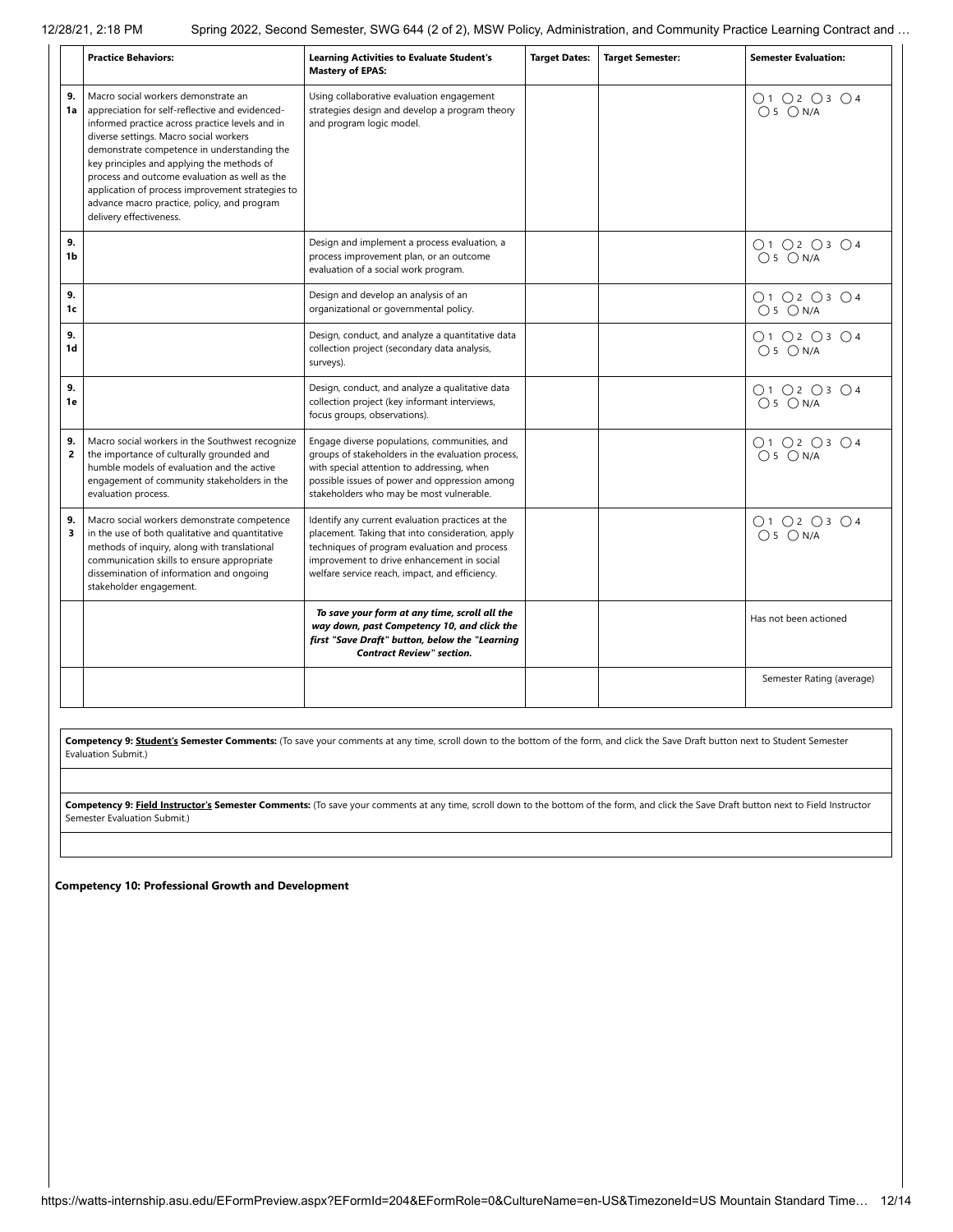| | Practice Behaviors: | Learning Activities to Evaluate Student's Mastery of EPAS: | Target Dates: | Target Semester: | Semester Evaluation: |
|---|---|---|---|---|---|
| 9. 1a | Macro social workers demonstrate an appreciation for self-reflective and evidenced-informed practice across practice levels and in diverse settings. Macro social workers demonstrate competence in understanding the key principles and applying the methods of process and outcome evaluation as well as the application of process improvement strategies to advance macro practice, policy, and program delivery effectiveness. | Using collaborative evaluation engagement strategies design and develop a program theory and program logic model. | | | ◯ 1 ◯ 2 ◯ 3 ◯ 4 ◯ 5 ◯ N/A |
| 9. 1b | | Design and implement a process evaluation, a process improvement plan, or an outcome evaluation of a social work program. | | | ◯ 1 ◯ 2 ◯ 3 ◯ 4 ◯ 5 ◯ N/A |
| 9. 1c | | Design and develop an analysis of an organizational or governmental policy. | | | ◯ 1 ◯ 2 ◯ 3 ◯ 4 ◯ 5 ◯ N/A |
| 9. 1d | | Design, conduct, and analyze a quantitative data collection project (secondary data analysis, surveys). | | | ◯ 1 ◯ 2 ◯ 3 ◯ 4 ◯ 5 ◯ N/A |
| 9. 1e | | Design, conduct, and analyze a qualitative data collection project (key informant interviews, focus groups, observations). | | | ◯ 1 ◯ 2 ◯ 3 ◯ 4 ◯ 5 ◯ N/A |
| 9. 2 | Macro social workers in the Southwest recognize the importance of culturally grounded and humble models of evaluation and the active engagement of community stakeholders in the evaluation process. | Engage diverse populations, communities, and groups of stakeholders in the evaluation process, with special attention to addressing, when possible issues of power and oppression among stakeholders who may be most vulnerable. | | | ◯ 1 ◯ 2 ◯ 3 ◯ 4 ◯ 5 ◯ N/A |
| 9. 3 | Macro social workers demonstrate competence in the use of both qualitative and quantitative methods of inquiry, along with translational communication skills to ensure appropriate dissemination of information and ongoing stakeholder engagement. | Identify any current evaluation practices at the placement. Taking that into consideration, apply techniques of program evaluation and process improvement to drive enhancement in social welfare service reach, impact, and efficiency. | | | ◯ 1 ◯ 2 ◯ 3 ◯ 4 ◯ 5 ◯ N/A |
| | | ***To save your form at any time, scroll all the way down, past Competency 10, and click the first "Save Draft" button, below the "Learning Contract Review" section.*** | | | Has not been actioned |
| | | | | | Semester Rating (average) |

**Competency 9: Student's Semester Comments:** (To save your comments at any time, scroll down to the bottom of the form, and click the Save Draft button next to Student Semester Evaluation Submit.)

**Competency 9: Field Instructor's Semester Comments:** (To save your comments at any time, scroll down to the bottom of the form, and click the Save Draft button next to Field Instructor Semester Evaluation Submit.)

**Competency 10: Professional Growth and Development**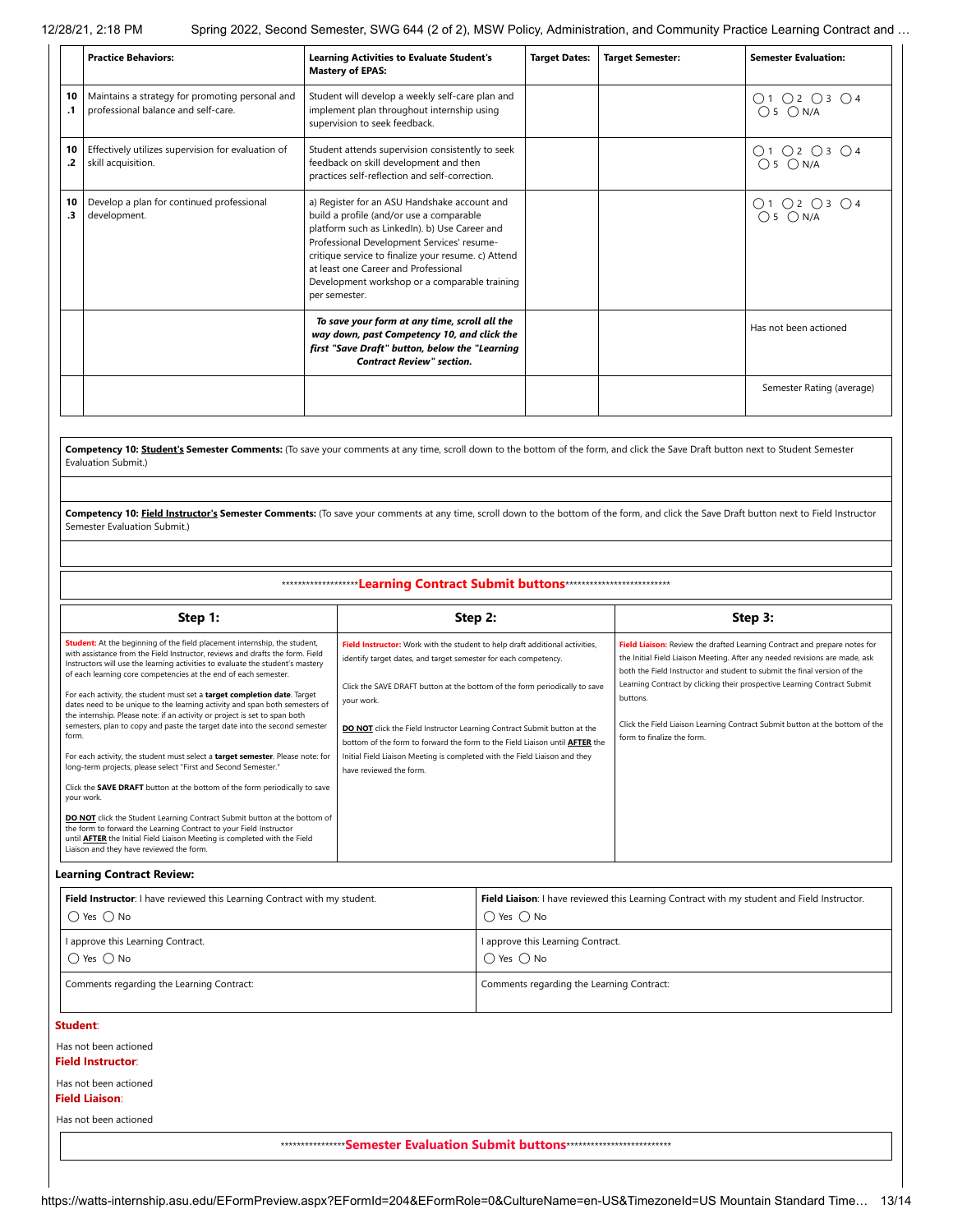| | Practice Behaviors: | Learning Activities to Evaluate Student's Mastery of EPAS: | Target Dates: | Target Semester: | Semester Evaluation: |
|---|---|---|---|---|---|
| 10.1 | Maintains a strategy for promoting personal and professional balance and self-care. | Student will develop a weekly self-care plan and implement plan throughout internship using supervision to seek feedback. | | | ◯ 1 ◯ 2 ◯ 3 ◯ 4 ◯ 5 ◯ N/A |
| 10.2 | Effectively utilizes supervision for evaluation of skill acquisition. | Student attends supervision consistently to seek feedback on skill development and then practices self-reflection and self-correction. | | | ◯ 1 ◯ 2 ◯ 3 ◯ 4 ◯ 5 ◯ N/A |
| 10.3 | Develop a plan for continued professional development. | a) Register for an ASU Handshake account and build a profile (and/or use a comparable platform such as LinkedIn). b) Use Career and Professional Development Services' resume-critique service to finalize your resume. c) Attend at least one Career and Professional Development workshop or a comparable training per semester. | | | ◯ 1 ◯ 2 ◯ 3 ◯ 4 ◯ 5 ◯ N/A |
| | | ***To save your form at any time, scroll all the way down, past Competency 10, and click the first "Save Draft" button, below the "Learning Contract Review" section.*** | | | Has not been actioned |
| | | | | | Semester Rating (average) |

**Competency 10: Student's Semester Comments:** (To save your comments at any time, scroll down to the bottom of the form, and click the Save Draft button next to Student Semester Evaluation Submit.)

**Competency 10: Field Instructor's Semester Comments:** (To save your comments at any time, scroll down to the bottom of the form, and click the Save Draft button next to Field Instructor Semester Evaluation Submit.)

*******************Learning Contract Submit buttons***************************

| Step 1: | Step 2: | Step 3: |
|---|---|---|
| **Student:** At the beginning of the field placement internship, the student, with assistance from the Field Instructor, reviews and drafts the form. Field Instructors will use the learning activities to evaluate the student's mastery of each learning core competencies at the end of each semester.<br><br>For each activity, the student must set a **target completion date**. Target dates need to be unique to the learning activity and span both semesters of the internship. Please note: if an activity or project is set to span both semesters, plan to copy and paste the target date into the second semester form.<br><br>For each activity, the student must select a **target semester**. Please note: for long-term projects, please select "First and Second Semester."<br><br>Click the **SAVE DRAFT** button at the bottom of the form periodically to save your work.<br><br>**DO NOT** click the Student Learning Contract Submit button at the bottom of the form to forward the Learning Contract to your Field Instructor until **AFTER** the Initial Field Liaison Meeting is completed with the Field Liaison and they have reviewed the form. | **Field Instructor:** Work with the student to help draft additional activities, identify target dates, and target semester for each competency.<br><br>Click the SAVE DRAFT button at the bottom of the form periodically to save your work.<br><br>**DO NOT** click the Field Instructor Learning Contract Submit button at the bottom of the form to forward the form to the Field Liaison until **AFTER** the Initial Field Liaison Meeting is completed with the Field Liaison and they have reviewed the form. | **Field Liaison:** Review the drafted Learning Contract and prepare notes for the Initial Field Liaison Meeting. After any needed revisions are made, ask both the Field Instructor and student to submit the final version of the Learning Contract by clicking their prospective Learning Contract Submit buttons.<br><br>Click the Field Liaison Learning Contract Submit button at the bottom of the form to finalize the form. |

**Learning Contract Review:**

| Field Instructor | Field Liaison |
|---|---|
| **Field Instructor**: I have reviewed this Learning Contract with my student.<br>◯ Yes ◯ No | **Field Liaison**: I have reviewed this Learning Contract with my student and Field Instructor.<br>◯ Yes ◯ No |
| I approve this Learning Contract.<br>◯ Yes ◯ No | I approve this Learning Contract.<br>◯ Yes ◯ No |
| Comments regarding the Learning Contract: | Comments regarding the Learning Contract: |

**Student**:

Has not been actioned

**Field Instructor**:

Has not been actioned

**Field Liaison**:

Has not been actioned

****************Semester Evaluation Submit buttons***************************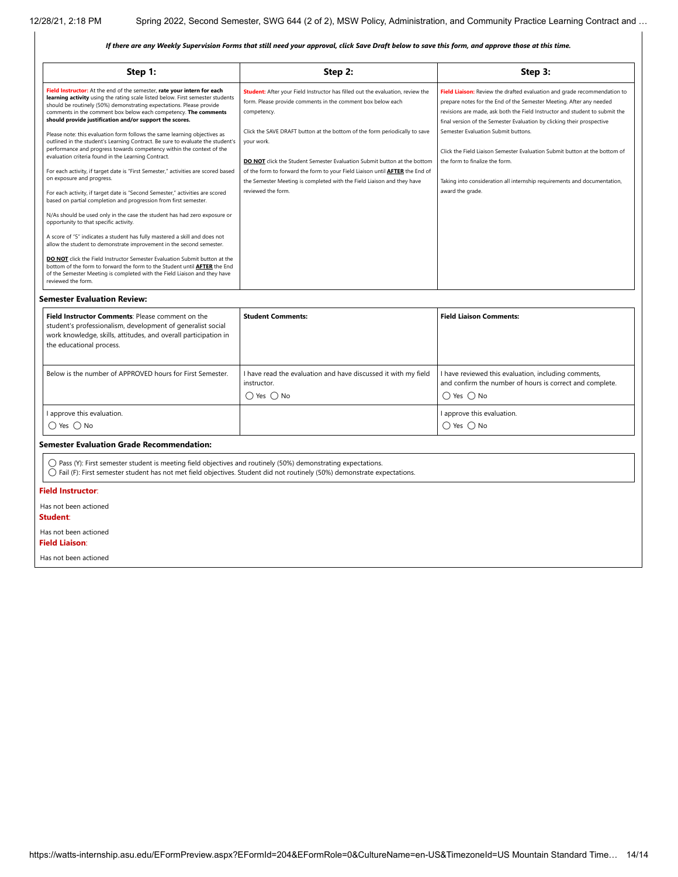***If there are any Weekly Supervision Forms that still need your approval, click Save Draft below to save this form, and approve those at this time.***

| Step 1: | Step 2: | Step 3: |
|---|---|---|
| **Field Instructor:** At the end of the semester, **rate your intern for each learning activity** using the rating scale listed below. First semester students should be routinely (50%) demonstrating expectations. Please provide comments in the comment box below each competency. **The comments should provide justification and/or support the scores.**<br><br>Please note: this evaluation form follows the same learning objectives as outlined in the student's Learning Contract. Be sure to evaluate the student's performance and progress towards competency within the context of the evaluation criteria found in the Learning Contract.<br><br>For each activity, if target date is "First Semester," activities are scored based on exposure and progress.<br><br>For each activity, if target date is "Second Semester," activities are scored based on partial completion and progression from first semester.<br><br>N/As should be used only in the case the student has had zero exposure or opportunity to that specific activity.<br><br>A score of "5" indicates a student has fully mastered a skill and does not allow the student to demonstrate improvement in the second semester.<br><br>**DO NOT** click the Field Instructor Semester Evaluation Submit button at the bottom of the form to forward the form to the Student until **AFTER** the End of the Semester Meeting is completed with the Field Liaison and they have reviewed the form. | **Student:** After your Field Instructor has filled out the evaluation, review the form. Please provide comments in the comment box below each competency.<br><br>Click the SAVE DRAFT button at the bottom of the form periodically to save your work.<br><br>**DO NOT** click the Student Semester Evaluation Submit button at the bottom of the form to forward the form to your Field Liaison until **AFTER** the End of the Semester Meeting is completed with the Field Liaison and they have reviewed the form. | **Field Liaison:** Review the drafted evaluation and grade recommendation to prepare notes for the End of the Semester Meeting. After any needed revisions are made, ask both the Field Instructor and student to submit the final version of the Semester Evaluation by clicking their prospective Semester Evaluation Submit buttons.<br><br>Click the Field Liaison Semester Evaluation Submit button at the bottom of the form to finalize the form.<br><br>Taking into consideration all internship requirements and documentation, award the grade. |

**Semester Evaluation Review:**

| | | |
|---|---|---|
| **Field Instructor Comments**: Please comment on the student's professionalism, development of generalist social work knowledge, skills, attitudes, and overall participation in the educational process. | **Student Comments:** | **Field Liaison Comments:** |
| Below is the number of APPROVED hours for First Semester. | I have read the evaluation and have discussed it with my field instructor.<br>◯ Yes ◯ No | I have reviewed this evaluation, including comments, and confirm the number of hours is correct and complete.<br>◯ Yes ◯ No |
| I approve this evaluation.<br>◯ Yes ◯ No | | I approve this evaluation.<br>◯ Yes ◯ No |

**Semester Evaluation Grade Recommendation:**

◯ Pass (Y): First semester student is meeting field objectives and routinely (50%) demonstrating expectations.
◯ Fail (F): First semester student has not met field objectives. Student did not routinely (50%) demonstrate expectations.

**Field Instructor**:

Has not been actioned

**Student**:

Has not been actioned

**Field Liaison**:

Has not been actioned